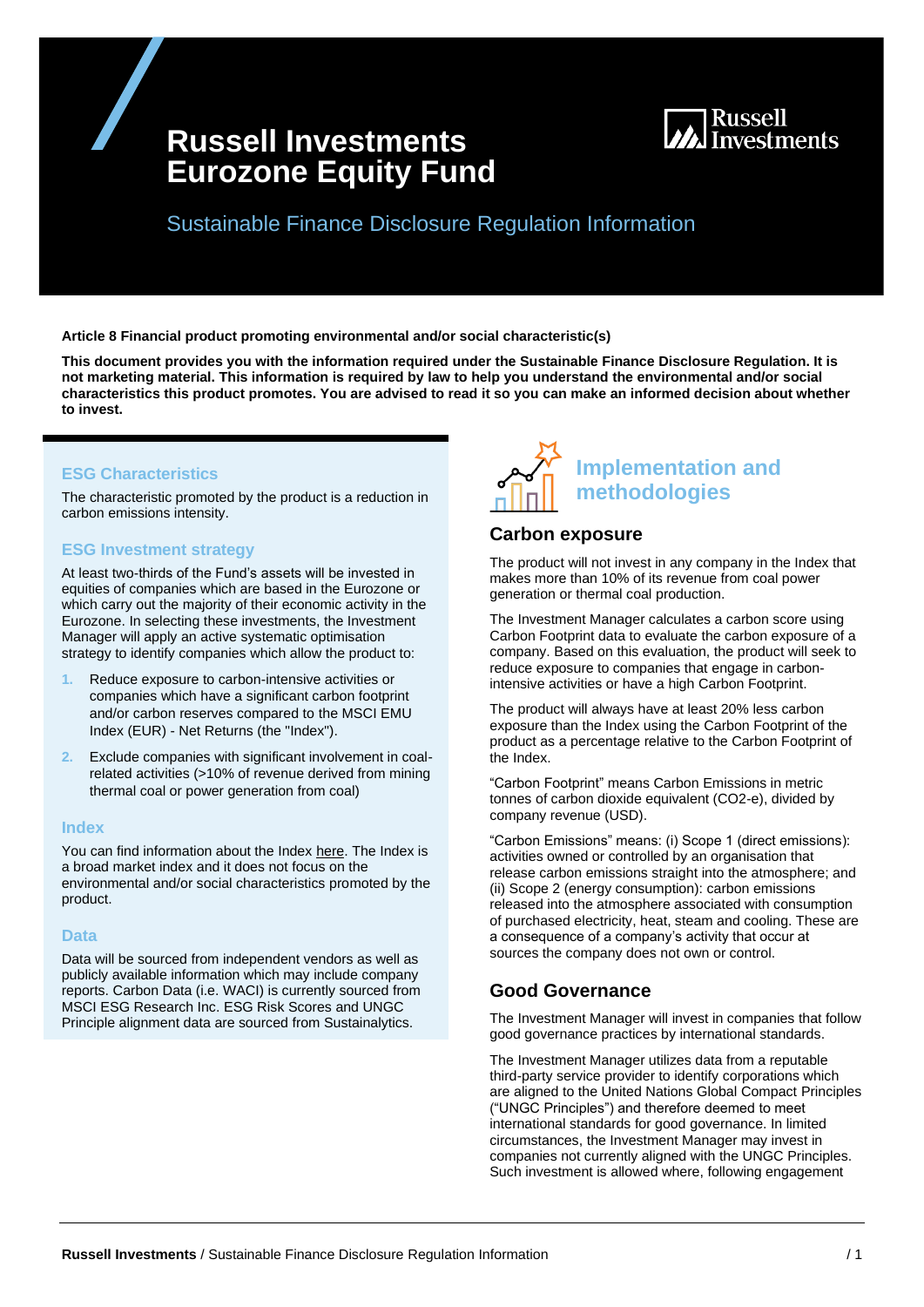# Russell Investments Eurozone Equity Fund

## Sustainable Finance Disclosure Regulation Information

**Article 8 Financial product promoting environmental and/or social characteristic(s)**

**This document provides you with the information required under the Sustainable Finance Disclosure Regulation. It is not marketing material. This information is required by law to help you understand the environmental and/or social characteristics this product promotes. You are advised to read it so you can make an informed decision about whether to invest.**

### ESG Characteristics

The characteristic promoted by the product is a reduction in carbon emissions intensity.

### ESG Investment strategy

At least two-thirds of the Fund's assets will be invested in equities of companies which are based in the Eurozone or which carry out the majority of their economic activity in the Eurozone. In selecting these investments, the Investment Manager will apply an active systematic optimisation strategy to identify companies which allow the product to:

1. Reduce exposure to carbon-intensive activities or companies which have a significant carbon footprint and/or carbon reserves compared to the MSCI EMU Index (EUR) - Net Returns (the "Index").
2. Exclude companies with significant involvement in coal-related activities (>10% of revenue derived from mining thermal coal or power generation from coal)

### Index

You can find information about the Index here. The Index is a broad market index and it does not focus on the environmental and/or social characteristics promoted by the product.

### Data

Data will be sourced from independent vendors as well as publicly available information which may include company reports. Carbon Data (i.e. WACI) is currently sourced from MSCI ESG Research Inc. ESG Risk Scores and UNGC Principle alignment data are sourced from Sustainalytics.

## Implementation and methodologies

### Carbon exposure

The product will not invest in any company in the Index that makes more than 10% of its revenue from coal power generation or thermal coal production.

The Investment Manager calculates a carbon score using Carbon Footprint data to evaluate the carbon exposure of a company. Based on this evaluation, the product will seek to reduce exposure to companies that engage in carbon-intensive activities or have a high Carbon Footprint.

The product will always have at least 20% less carbon exposure than the Index using the Carbon Footprint of the product as a percentage relative to the Carbon Footprint of the Index.

"Carbon Footprint" means Carbon Emissions in metric tonnes of carbon dioxide equivalent ($CO_2$-e), divided by company revenue (USD).

"Carbon Emissions" means: (i) Scope 1 (direct emissions): activities owned or controlled by an organisation that release carbon emissions straight into the atmosphere; and (ii) Scope 2 (energy consumption): carbon emissions released into the atmosphere associated with consumption of purchased electricity, heat, steam and cooling. These are a consequence of a company's activity that occur at sources the company does not own or control.

### Good Governance

The Investment Manager will invest in companies that follow good governance practices by international standards.

The Investment Manager utilizes data from a reputable third-party service provider to identify corporations which are aligned to the United Nations Global Compact Principles ("UNGC Principles") and therefore deemed to meet international standards for good governance. In limited circumstances, the Investment Manager may invest in companies not currently aligned with the UNGC Principles. Such investment is allowed where, following engagement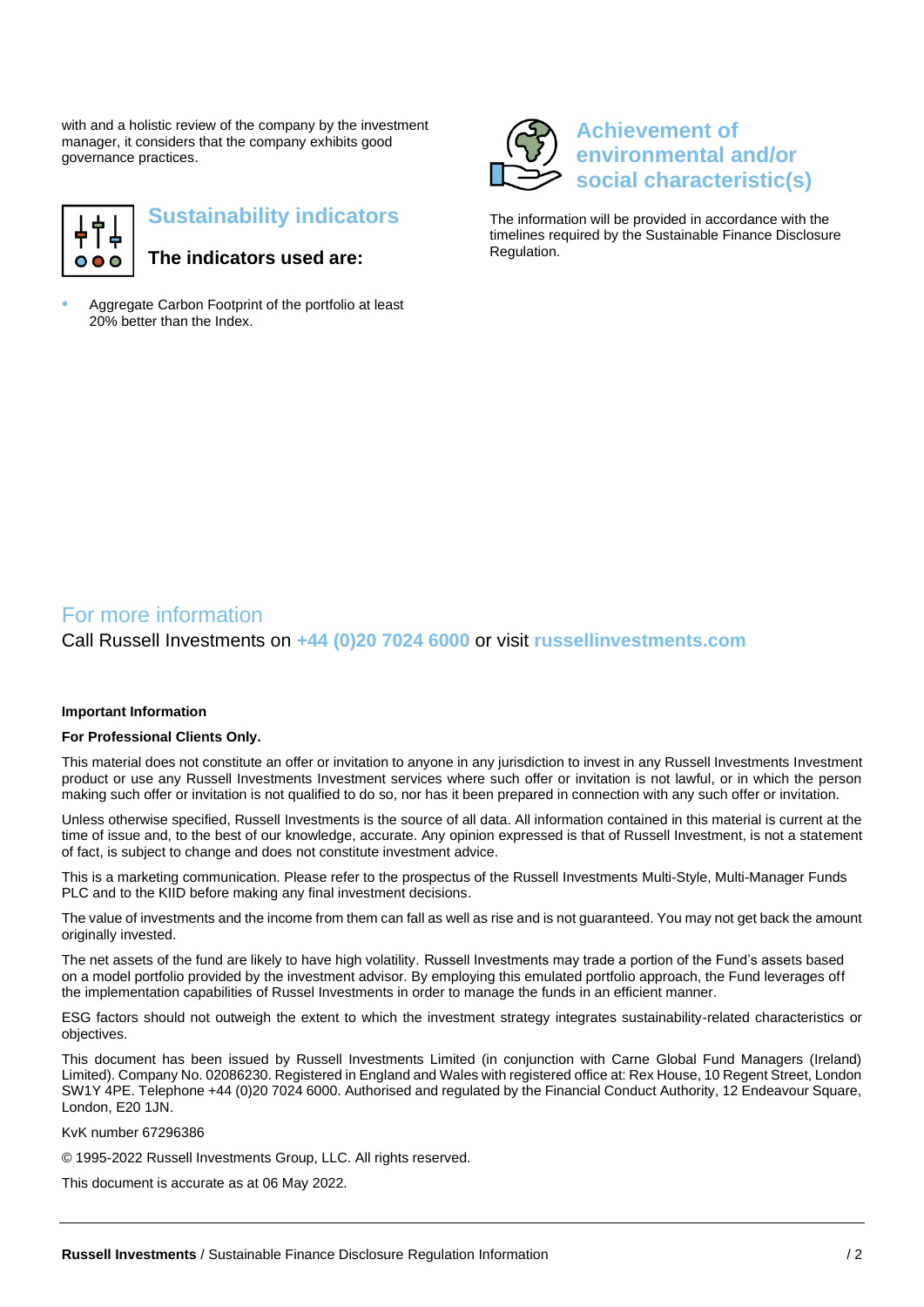with and a holistic review of the company by the investment manager, it considers that the company exhibits good governance practices.

## Sustainability indicators

**The indicators used are:**

- Aggregate Carbon Footprint of the portfolio at least 20% better than the Index.

## Achievement of environmental and/or social characteristic(s)

The information will be provided in accordance with the timelines required by the Sustainable Finance Disclosure Regulation.

## For more information

Call Russell Investments on **+44 (0)20 7024 6000** or visit **russellinvestments.com**

**Important Information**

**For Professional Clients Only.**

This material does not constitute an offer or invitation to anyone in any jurisdiction to invest in any Russell Investments Investment product or use any Russell Investments Investment services where such offer or invitation is not lawful, or in which the person making such offer or invitation is not qualified to do so, nor has it been prepared in connection with any such offer or invitation.

Unless otherwise specified, Russell Investments is the source of all data. All information contained in this material is current at the time of issue and, to the best of our knowledge, accurate. Any opinion expressed is that of Russell Investment, is not a statement of fact, is subject to change and does not constitute investment advice.

This is a marketing communication. Please refer to the prospectus of the Russell Investments Multi-Style, Multi-Manager Funds PLC and to the KIID before making any final investment decisions.

The value of investments and the income from them can fall as well as rise and is not guaranteed. You may not get back the amount originally invested.

The net assets of the fund are likely to have high volatility. Russell Investments may trade a portion of the Fund's assets based on a model portfolio provided by the investment advisor. By employing this emulated portfolio approach, the Fund leverages off the implementation capabilities of Russel Investments in order to manage the funds in an efficient manner.

ESG factors should not outweigh the extent to which the investment strategy integrates sustainability-related characteristics or objectives.

This document has been issued by Russell Investments Limited (in conjunction with Carne Global Fund Managers (Ireland) Limited). Company No. 02086230. Registered in England and Wales with registered office at: Rex House, 10 Regent Street, London SW1Y 4PE. Telephone +44 (0)20 7024 6000. Authorised and regulated by the Financial Conduct Authority, 12 Endeavour Square, London, E20 1JN.

KvK number 67296386

© 1995-2022 Russell Investments Group, LLC. All rights reserved.

This document is accurate as at 06 May 2022.